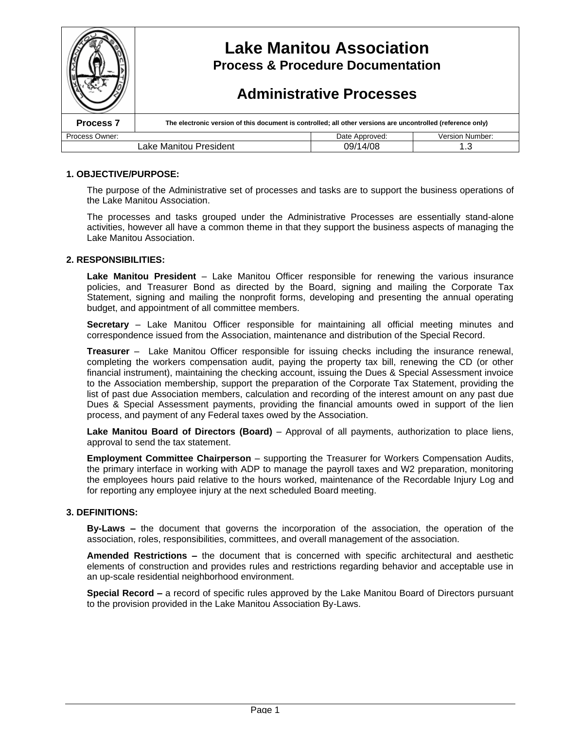# Lake Manitou Association

## Process & Procedure Documentation

## Administrative Processes

| Process 7 | The electronic version of this document is controlled; all other versions are uncontrolled (reference only) | |
|---|---|---|
| Process Owner: | Date Approved: | Version Number: |
| Lake Manitou President | 09/14/08 | 1.3 |

### 1. OBJECTIVE/PURPOSE:

The purpose of the Administrative set of processes and tasks are to support the business operations of the Lake Manitou Association.

The processes and tasks grouped under the Administrative Processes are essentially stand-alone activities, however all have a common theme in that they support the business aspects of managing the Lake Manitou Association.

### 2. RESPONSIBILITIES:

**Lake Manitou President** – Lake Manitou Officer responsible for renewing the various insurance policies, and Treasurer Bond as directed by the Board, signing and mailing the Corporate Tax Statement, signing and mailing the nonprofit forms, developing and presenting the annual operating budget, and appointment of all committee members.

**Secretary** – Lake Manitou Officer responsible for maintaining all official meeting minutes and correspondence issued from the Association, maintenance and distribution of the Special Record.

**Treasurer** – Lake Manitou Officer responsible for issuing checks including the insurance renewal, completing the workers compensation audit, paying the property tax bill, renewing the CD (or other financial instrument), maintaining the checking account, issuing the Dues & Special Assessment invoice to the Association membership, support the preparation of the Corporate Tax Statement, providing the list of past due Association members, calculation and recording of the interest amount on any past due Dues & Special Assessment payments, providing the financial amounts owed in support of the lien process, and payment of any Federal taxes owed by the Association.

**Lake Manitou Board of Directors (Board)** – Approval of all payments, authorization to place liens, approval to send the tax statement.

**Employment Committee Chairperson** – supporting the Treasurer for Workers Compensation Audits, the primary interface in working with ADP to manage the payroll taxes and W2 preparation, monitoring the employees hours paid relative to the hours worked, maintenance of the Recordable Injury Log and for reporting any employee injury at the next scheduled Board meeting.

### 3. DEFINITIONS:

**By-Laws –** the document that governs the incorporation of the association, the operation of the association, roles, responsibilities, committees, and overall management of the association.

**Amended Restrictions –** the document that is concerned with specific architectural and aesthetic elements of construction and provides rules and restrictions regarding behavior and acceptable use in an up-scale residential neighborhood environment.

**Special Record –** a record of specific rules approved by the Lake Manitou Board of Directors pursuant to the provision provided in the Lake Manitou Association By-Laws.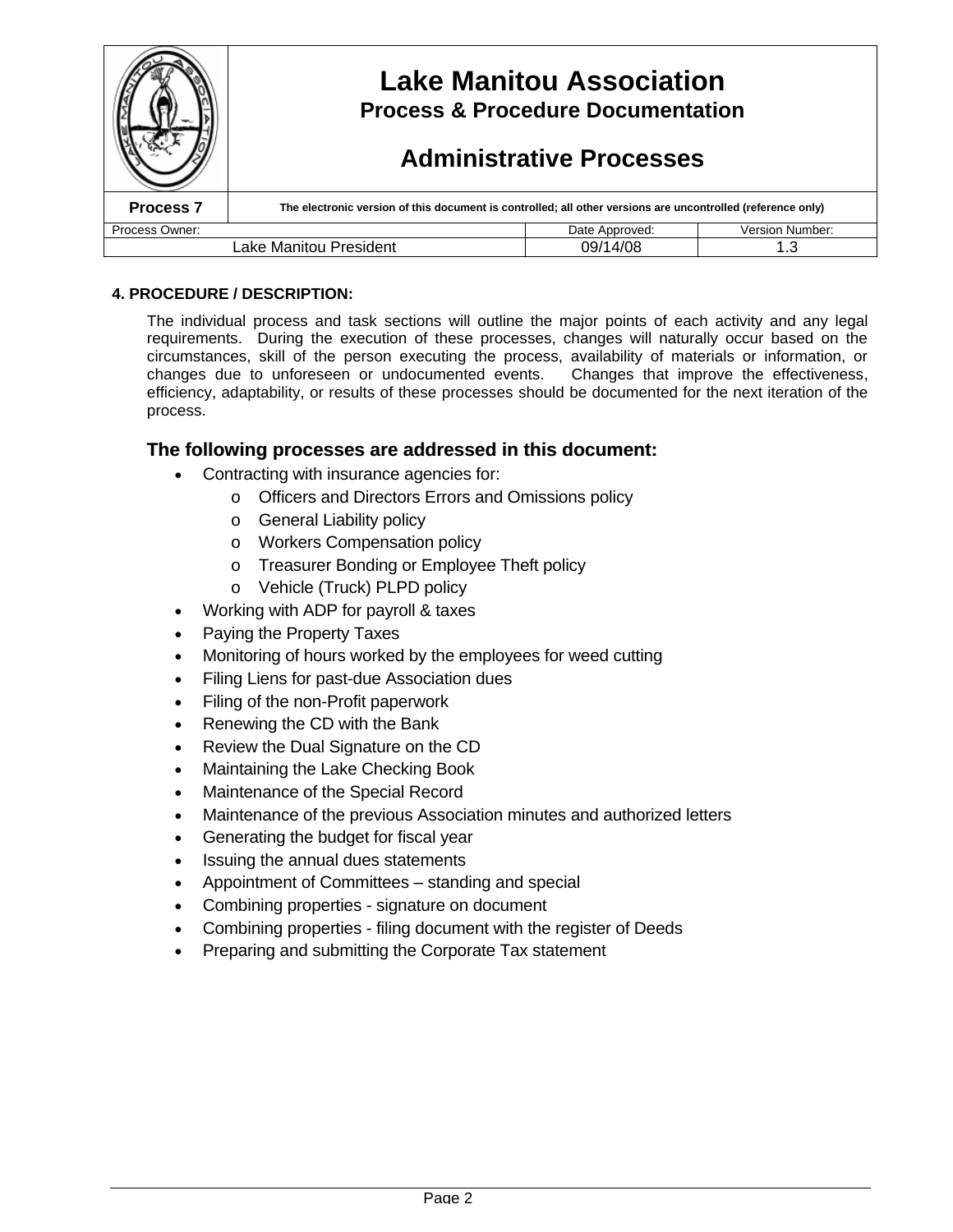## 4. PROCEDURE / DESCRIPTION:

The individual process and task sections will outline the major points of each activity and any legal requirements. During the execution of these processes, changes will naturally occur based on the circumstances, skill of the person executing the process, availability of materials or information, or changes due to unforeseen or undocumented events. Changes that improve the effectiveness, efficiency, adaptability, or results of these processes should be documented for the next iteration of the process.

### The following processes are addressed in this document:

- Contracting with insurance agencies for:
  - Officers and Directors Errors and Omissions policy
  - General Liability policy
  - Workers Compensation policy
  - Treasurer Bonding or Employee Theft policy
  - Vehicle (Truck) PLPD policy
- Working with ADP for payroll & taxes
- Paying the Property Taxes
- Monitoring of hours worked by the employees for weed cutting
- Filing Liens for past-due Association dues
- Filing of the non-Profit paperwork
- Renewing the CD with the Bank
- Review the Dual Signature on the CD
- Maintaining the Lake Checking Book
- Maintenance of the Special Record
- Maintenance of the previous Association minutes and authorized letters
- Generating the budget for fiscal year
- Issuing the annual dues statements
- Appointment of Committees – standing and special
- Combining properties - signature on document
- Combining properties - filing document with the register of Deeds
- Preparing and submitting the Corporate Tax statement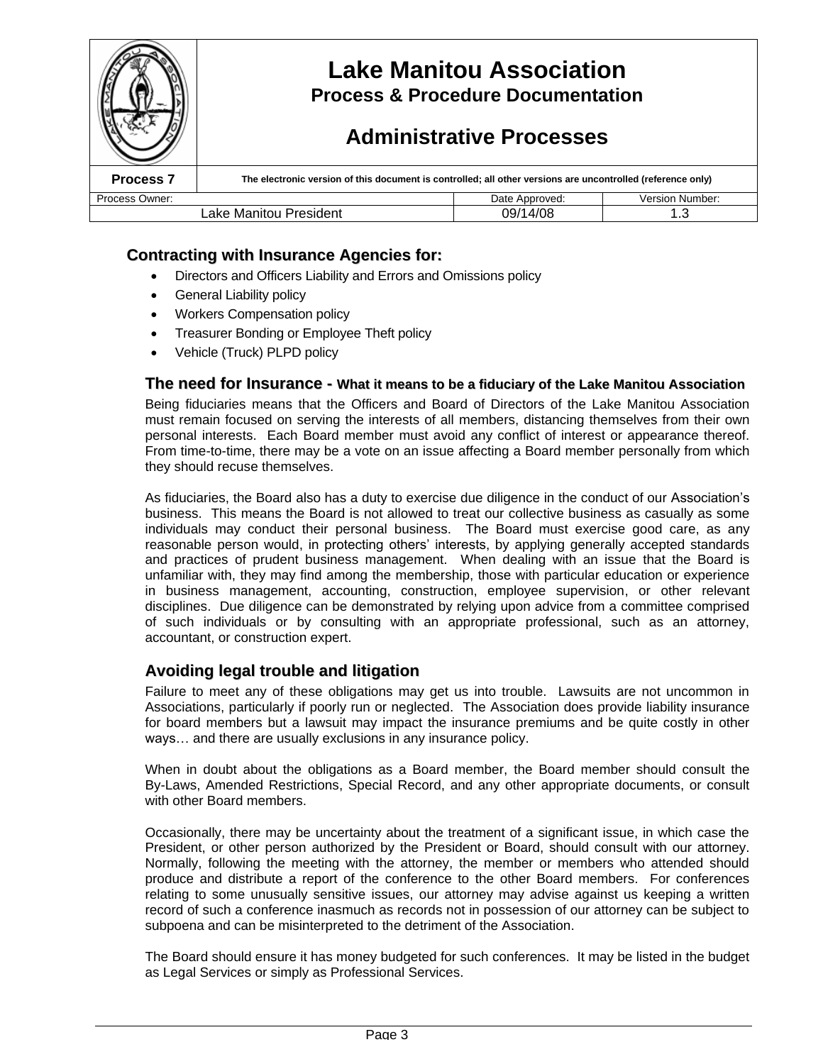# Lake Manitou Association

## Process & Procedure Documentation

## Administrative Processes

| Process 7 | The electronic version of this document is controlled; all other versions are uncontrolled (reference only) | | |
|---|---|---|---|
| Process Owner: | | Date Approved: | Version Number: |
| Lake Manitou President | | 09/14/08 | 1.3 |

### Contracting with Insurance Agencies for:

- Directors and Officers Liability and Errors and Omissions policy
- General Liability policy
- Workers Compensation policy
- Treasurer Bonding or Employee Theft policy
- Vehicle (Truck) PLPD policy

### The need for Insurance - What it means to be a fiduciary of the Lake Manitou Association

Being fiduciaries means that the Officers and Board of Directors of the Lake Manitou Association must remain focused on serving the interests of all members, distancing themselves from their own personal interests. Each Board member must avoid any conflict of interest or appearance thereof. From time-to-time, there may be a vote on an issue affecting a Board member personally from which they should recuse themselves.

As fiduciaries, the Board also has a duty to exercise due diligence in the conduct of our Association's business. This means the Board is not allowed to treat our collective business as casually as some individuals may conduct their personal business. The Board must exercise good care, as any reasonable person would, in protecting others' interests, by applying generally accepted standards and practices of prudent business management. When dealing with an issue that the Board is unfamiliar with, they may find among the membership, those with particular education or experience in business management, accounting, construction, employee supervision, or other relevant disciplines. Due diligence can be demonstrated by relying upon advice from a committee comprised of such individuals or by consulting with an appropriate professional, such as an attorney, accountant, or construction expert.

### Avoiding legal trouble and litigation

Failure to meet any of these obligations may get us into trouble. Lawsuits are not uncommon in Associations, particularly if poorly run or neglected. The Association does provide liability insurance for board members but a lawsuit may impact the insurance premiums and be quite costly in other ways… and there are usually exclusions in any insurance policy.

When in doubt about the obligations as a Board member, the Board member should consult the By-Laws, Amended Restrictions, Special Record, and any other appropriate documents, or consult with other Board members.

Occasionally, there may be uncertainty about the treatment of a significant issue, in which case the President, or other person authorized by the President or Board, should consult with our attorney. Normally, following the meeting with the attorney, the member or members who attended should produce and distribute a report of the conference to the other Board members. For conferences relating to some unusually sensitive issues, our attorney may advise against us keeping a written record of such a conference inasmuch as records not in possession of our attorney can be subject to subpoena and can be misinterpreted to the detriment of the Association.

The Board should ensure it has money budgeted for such conferences. It may be listed in the budget as Legal Services or simply as Professional Services.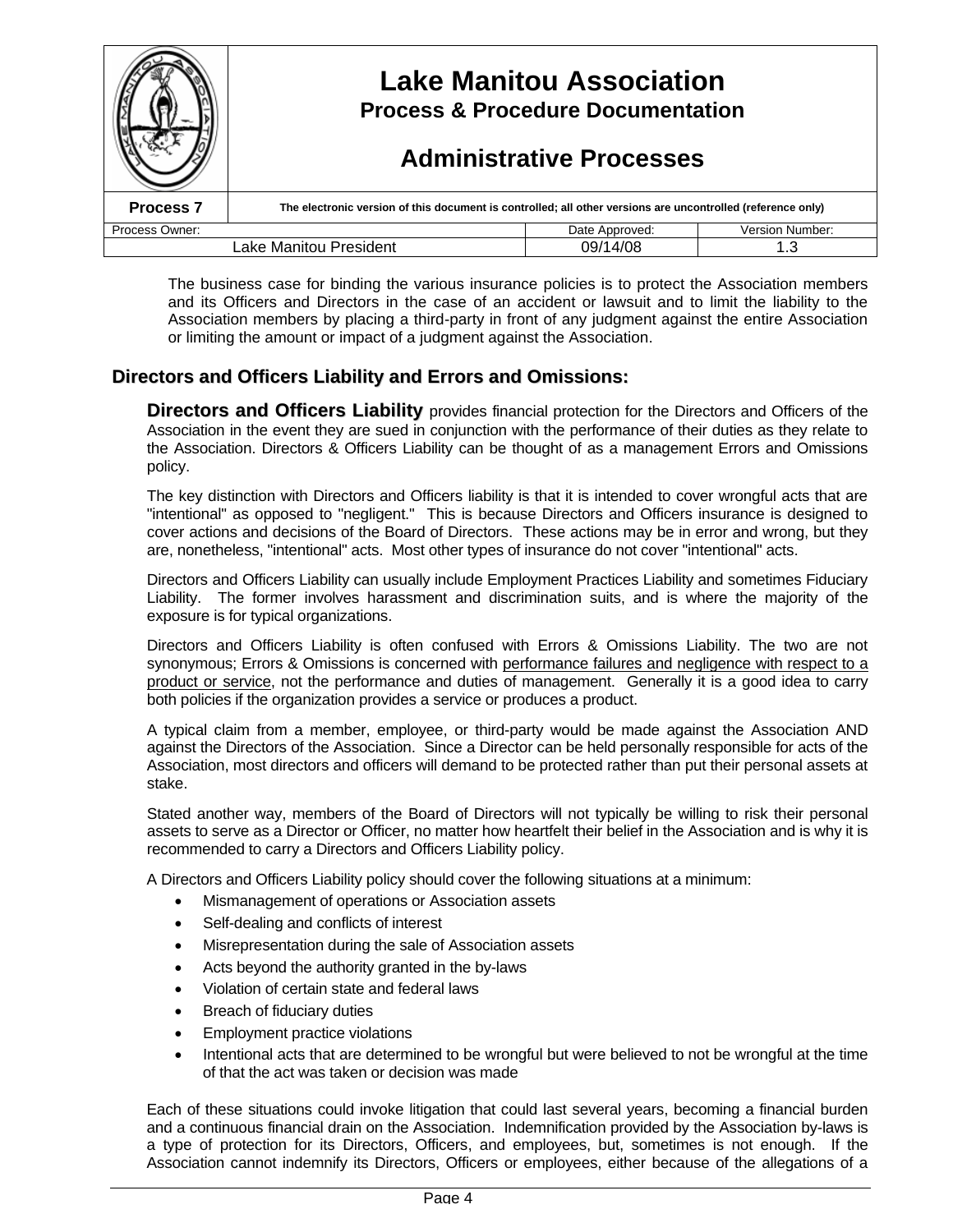The business case for binding the various insurance policies is to protect the Association members and its Officers and Directors in the case of an accident or lawsuit and to limit the liability to the Association members by placing a third-party in front of any judgment against the entire Association or limiting the amount or impact of a judgment against the Association.

## Directors and Officers Liability and Errors and Omissions:

**Directors and Officers Liability** provides financial protection for the Directors and Officers of the Association in the event they are sued in conjunction with the performance of their duties as they relate to the Association. Directors & Officers Liability can be thought of as a management Errors and Omissions policy.

The key distinction with Directors and Officers liability is that it is intended to cover wrongful acts that are "intentional" as opposed to "negligent." This is because Directors and Officers insurance is designed to cover actions and decisions of the Board of Directors. These actions may be in error and wrong, but they are, nonetheless, "intentional" acts. Most other types of insurance do not cover "intentional" acts.

Directors and Officers Liability can usually include Employment Practices Liability and sometimes Fiduciary Liability. The former involves harassment and discrimination suits, and is where the majority of the exposure is for typical organizations.

Directors and Officers Liability is often confused with Errors & Omissions Liability. The two are not synonymous; Errors & Omissions is concerned with performance failures and negligence with respect to a product or service, not the performance and duties of management. Generally it is a good idea to carry both policies if the organization provides a service or produces a product.

A typical claim from a member, employee, or third-party would be made against the Association AND against the Directors of the Association. Since a Director can be held personally responsible for acts of the Association, most directors and officers will demand to be protected rather than put their personal assets at stake.

Stated another way, members of the Board of Directors will not typically be willing to risk their personal assets to serve as a Director or Officer, no matter how heartfelt their belief in the Association and is why it is recommended to carry a Directors and Officers Liability policy.

A Directors and Officers Liability policy should cover the following situations at a minimum:

- Mismanagement of operations or Association assets
- Self-dealing and conflicts of interest
- Misrepresentation during the sale of Association assets
- Acts beyond the authority granted in the by-laws
- Violation of certain state and federal laws
- Breach of fiduciary duties
- Employment practice violations
- Intentional acts that are determined to be wrongful but were believed to not be wrongful at the time of that the act was taken or decision was made

Each of these situations could invoke litigation that could last several years, becoming a financial burden and a continuous financial drain on the Association. Indemnification provided by the Association by-laws is a type of protection for its Directors, Officers, and employees, but, sometimes is not enough. If the Association cannot indemnify its Directors, Officers or employees, either because of the allegations of a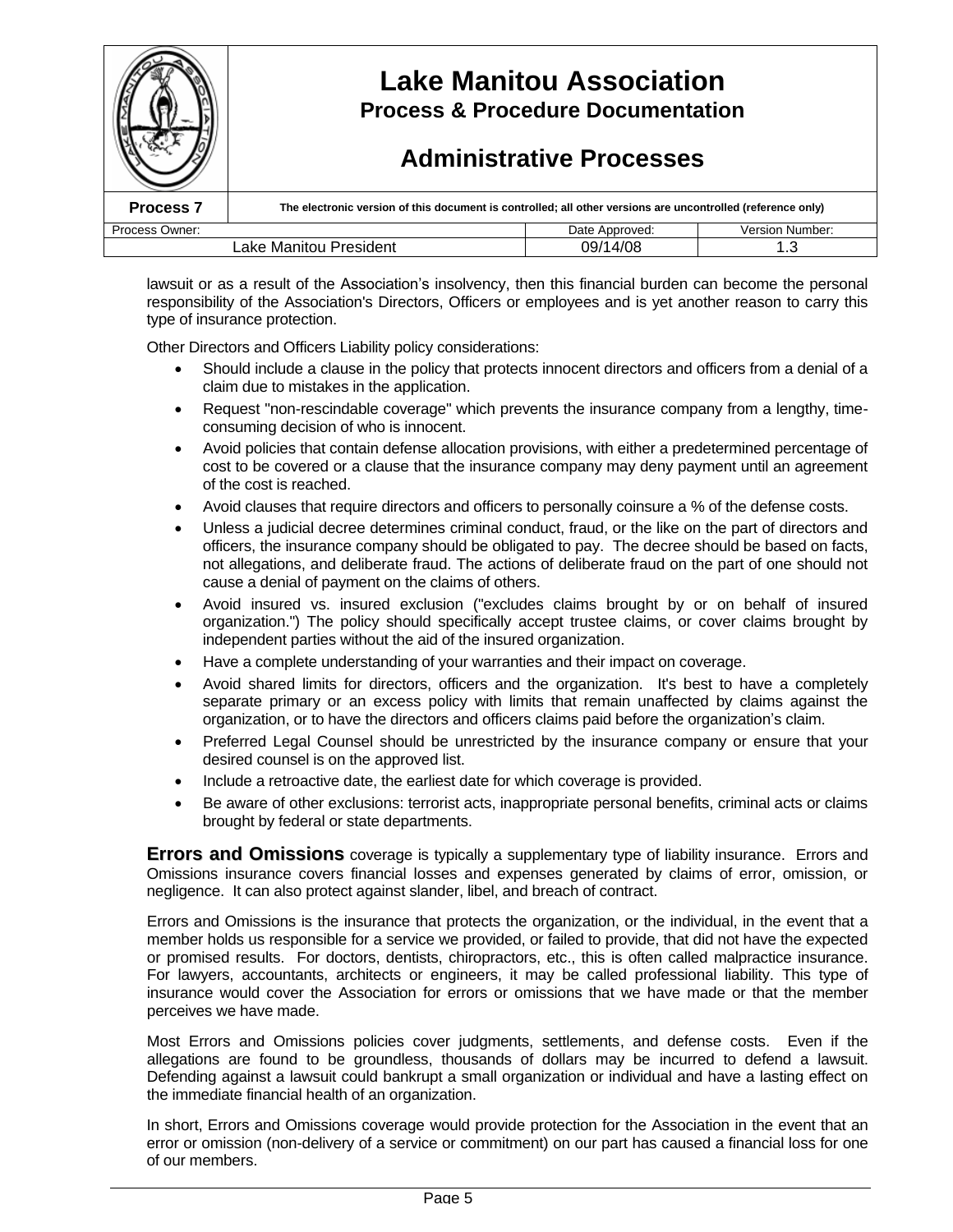lawsuit or as a result of the Association's insolvency, then this financial burden can become the personal responsibility of the Association's Directors, Officers or employees and is yet another reason to carry this type of insurance protection.

Other Directors and Officers Liability policy considerations:

- Should include a clause in the policy that protects innocent directors and officers from a denial of a claim due to mistakes in the application.
- Request "non-rescindable coverage" which prevents the insurance company from a lengthy, time-consuming decision of who is innocent.
- Avoid policies that contain defense allocation provisions, with either a predetermined percentage of cost to be covered or a clause that the insurance company may deny payment until an agreement of the cost is reached.
- Avoid clauses that require directors and officers to personally coinsure a % of the defense costs.
- Unless a judicial decree determines criminal conduct, fraud, or the like on the part of directors and officers, the insurance company should be obligated to pay. The decree should be based on facts, not allegations, and deliberate fraud. The actions of deliberate fraud on the part of one should not cause a denial of payment on the claims of others.
- Avoid insured vs. insured exclusion ("excludes claims brought by or on behalf of insured organization.") The policy should specifically accept trustee claims, or cover claims brought by independent parties without the aid of the insured organization.
- Have a complete understanding of your warranties and their impact on coverage.
- Avoid shared limits for directors, officers and the organization. It's best to have a completely separate primary or an excess policy with limits that remain unaffected by claims against the organization, or to have the directors and officers claims paid before the organization's claim.
- Preferred Legal Counsel should be unrestricted by the insurance company or ensure that your desired counsel is on the approved list.
- Include a retroactive date, the earliest date for which coverage is provided.
- Be aware of other exclusions: terrorist acts, inappropriate personal benefits, criminal acts or claims brought by federal or state departments.

**Errors and Omissions** coverage is typically a supplementary type of liability insurance. Errors and Omissions insurance covers financial losses and expenses generated by claims of error, omission, or negligence. It can also protect against slander, libel, and breach of contract.

Errors and Omissions is the insurance that protects the organization, or the individual, in the event that a member holds us responsible for a service we provided, or failed to provide, that did not have the expected or promised results. For doctors, dentists, chiropractors, etc., this is often called malpractice insurance. For lawyers, accountants, architects or engineers, it may be called professional liability. This type of insurance would cover the Association for errors or omissions that we have made or that the member perceives we have made.

Most Errors and Omissions policies cover judgments, settlements, and defense costs. Even if the allegations are found to be groundless, thousands of dollars may be incurred to defend a lawsuit. Defending against a lawsuit could bankrupt a small organization or individual and have a lasting effect on the immediate financial health of an organization.

In short, Errors and Omissions coverage would provide protection for the Association in the event that an error or omission (non-delivery of a service or commitment) on our part has caused a financial loss for one of our members.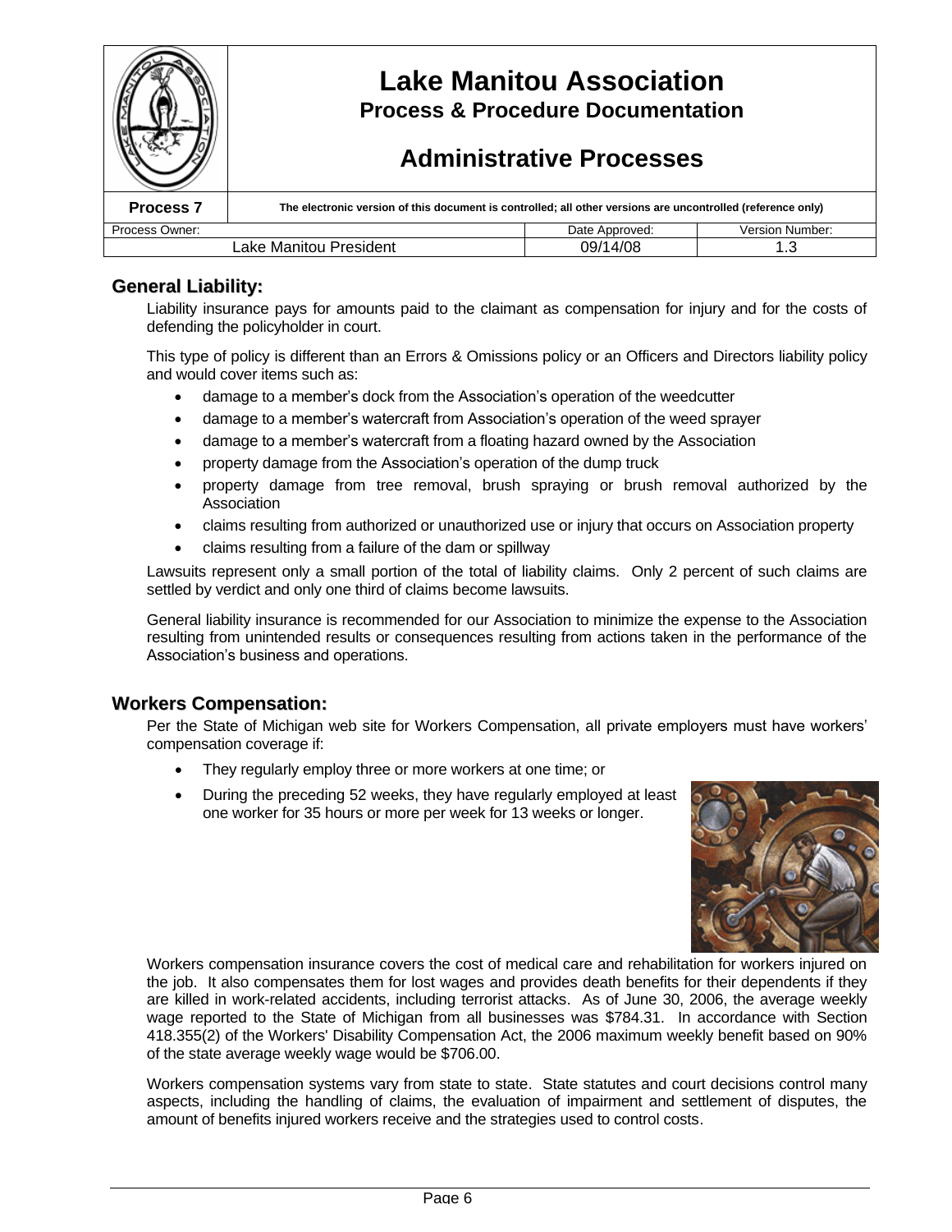## General Liability:

Liability insurance pays for amounts paid to the claimant as compensation for injury and for the costs of defending the policyholder in court.

This type of policy is different than an Errors & Omissions policy or an Officers and Directors liability policy and would cover items such as:

- damage to a member's dock from the Association's operation of the weedcutter
- damage to a member's watercraft from Association's operation of the weed sprayer
- damage to a member's watercraft from a floating hazard owned by the Association
- property damage from the Association's operation of the dump truck
- property damage from tree removal, brush spraying or brush removal authorized by the Association
- claims resulting from authorized or unauthorized use or injury that occurs on Association property
- claims resulting from a failure of the dam or spillway

Lawsuits represent only a small portion of the total of liability claims. Only 2 percent of such claims are settled by verdict and only one third of claims become lawsuits.

General liability insurance is recommended for our Association to minimize the expense to the Association resulting from unintended results or consequences resulting from actions taken in the performance of the Association's business and operations.

## Workers Compensation:

Per the State of Michigan web site for Workers Compensation, all private employers must have workers' compensation coverage if:

- They regularly employ three or more workers at one time; or
- During the preceding 52 weeks, they have regularly employed at least one worker for 35 hours or more per week for 13 weeks or longer.

Workers compensation insurance covers the cost of medical care and rehabilitation for workers injured on the job. It also compensates them for lost wages and provides death benefits for their dependents if they are killed in work-related accidents, including terrorist attacks. As of June 30, 2006, the average weekly wage reported to the State of Michigan from all businesses was $784.31. In accordance with Section 418.355(2) of the Workers' Disability Compensation Act, the 2006 maximum weekly benefit based on 90% of the state average weekly wage would be $706.00.

Workers compensation systems vary from state to state. State statutes and court decisions control many aspects, including the handling of claims, the evaluation of impairment and settlement of disputes, the amount of benefits injured workers receive and the strategies used to control costs.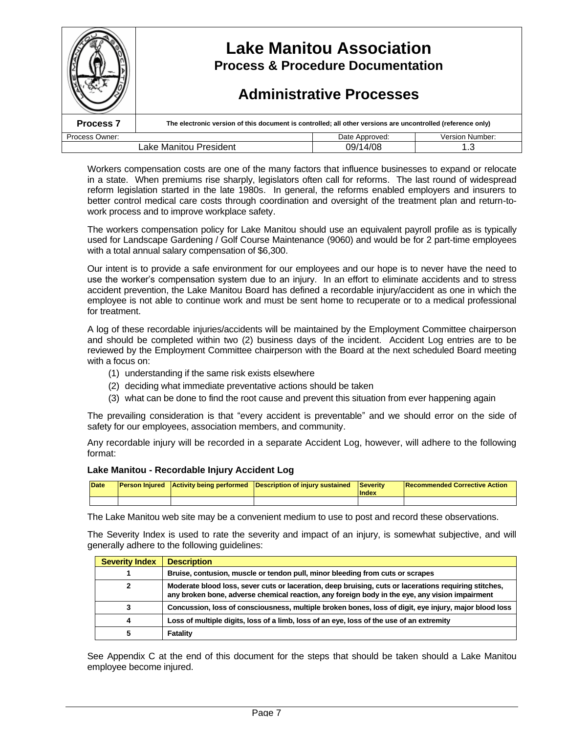Workers compensation costs are one of the many factors that influence businesses to expand or relocate in a state. When premiums rise sharply, legislators often call for reforms. The last round of widespread reform legislation started in the late 1980s. In general, the reforms enabled employers and insurers to better control medical care costs through coordination and oversight of the treatment plan and return-to-work process and to improve workplace safety.

The workers compensation policy for Lake Manitou should use an equivalent payroll profile as is typically used for Landscape Gardening / Golf Course Maintenance (9060) and would be for 2 part-time employees with a total annual salary compensation of $6,300.

Our intent is to provide a safe environment for our employees and our hope is to never have the need to use the worker's compensation system due to an injury. In an effort to eliminate accidents and to stress accident prevention, the Lake Manitou Board has defined a recordable injury/accident as one in which the employee is not able to continue work and must be sent home to recuperate or to a medical professional for treatment.

A log of these recordable injuries/accidents will be maintained by the Employment Committee chairperson and should be completed within two (2) business days of the incident. Accident Log entries are to be reviewed by the Employment Committee chairperson with the Board at the next scheduled Board meeting with a focus on:

(1) understanding if the same risk exists elsewhere
(2) deciding what immediate preventative actions should be taken
(3) what can be done to find the root cause and prevent this situation from ever happening again

The prevailing consideration is that "every accident is preventable" and we should error on the side of safety for our employees, association members, and community.

Any recordable injury will be recorded in a separate Accident Log, however, will adhere to the following format:

**Lake Manitou - Recordable Injury Accident Log**

| Date | Person Injured | Activity being performed | Description of injury sustained | Severity Index | Recommended Corrective Action |
|---|---|---|---|---|---|
| | | | | | |

The Lake Manitou web site may be a convenient medium to use to post and record these observations.

The Severity Index is used to rate the severity and impact of an injury, is somewhat subjective, and will generally adhere to the following guidelines:

| Severity Index | Description |
|---|---|
| 1 | **Bruise, contusion, muscle or tendon pull, minor bleeding from cuts or scrapes** |
| 2 | **Moderate blood loss, sever cuts or laceration, deep bruising, cuts or lacerations requiring stitches, any broken bone, adverse chemical reaction, any foreign body in the eye, any vision impairment** |
| 3 | **Concussion, loss of consciousness, multiple broken bones, loss of digit, eye injury, major blood loss** |
| 4 | **Loss of multiple digits, loss of a limb, loss of an eye, loss of the use of an extremity** |
| 5 | **Fatality** |

See Appendix C at the end of this document for the steps that should be taken should a Lake Manitou employee become injured.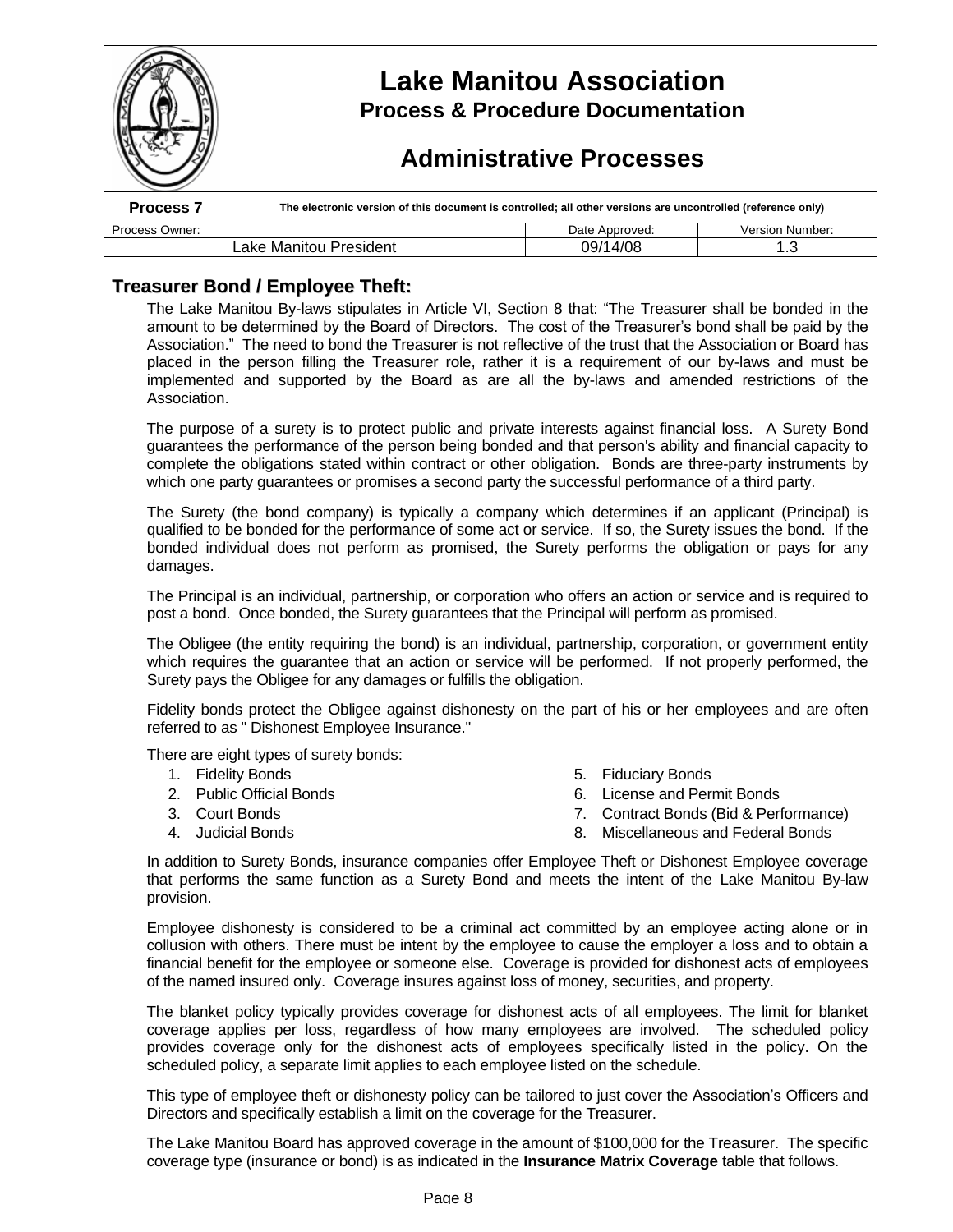| Lake Manitou Association<br>Process & Procedure Documentation<br>Administrative Processes | | |
|---|---|---|
| **Process 7** | The electronic version of this document is controlled; all other versions are uncontrolled (reference only) | |
| Process Owner: | Date Approved: | Version Number: |
| Lake Manitou President | 09/14/08 | 1.3 |

## Treasurer Bond / Employee Theft:

The Lake Manitou By-laws stipulates in Article VI, Section 8 that: "The Treasurer shall be bonded in the amount to be determined by the Board of Directors. The cost of the Treasurer's bond shall be paid by the Association." The need to bond the Treasurer is not reflective of the trust that the Association or Board has placed in the person filling the Treasurer role, rather it is a requirement of our by-laws and must be implemented and supported by the Board as are all the by-laws and amended restrictions of the Association.

The purpose of a surety is to protect public and private interests against financial loss. A Surety Bond guarantees the performance of the person being bonded and that person's ability and financial capacity to complete the obligations stated within contract or other obligation. Bonds are three-party instruments by which one party guarantees or promises a second party the successful performance of a third party.

The Surety (the bond company) is typically a company which determines if an applicant (Principal) is qualified to be bonded for the performance of some act or service. If so, the Surety issues the bond. If the bonded individual does not perform as promised, the Surety performs the obligation or pays for any damages.

The Principal is an individual, partnership, or corporation who offers an action or service and is required to post a bond. Once bonded, the Surety guarantees that the Principal will perform as promised.

The Obligee (the entity requiring the bond) is an individual, partnership, corporation, or government entity which requires the guarantee that an action or service will be performed. If not properly performed, the Surety pays the Obligee for any damages or fulfills the obligation.

Fidelity bonds protect the Obligee against dishonesty on the part of his or her employees and are often referred to as " Dishonest Employee Insurance."

There are eight types of surety bonds:

1. Fidelity Bonds
2. Public Official Bonds
3. Court Bonds
4. Judicial Bonds
5. Fiduciary Bonds
6. License and Permit Bonds
7. Contract Bonds (Bid & Performance)
8. Miscellaneous and Federal Bonds

In addition to Surety Bonds, insurance companies offer Employee Theft or Dishonest Employee coverage that performs the same function as a Surety Bond and meets the intent of the Lake Manitou By-law provision.

Employee dishonesty is considered to be a criminal act committed by an employee acting alone or in collusion with others. There must be intent by the employee to cause the employer a loss and to obtain a financial benefit for the employee or someone else. Coverage is provided for dishonest acts of employees of the named insured only. Coverage insures against loss of money, securities, and property.

The blanket policy typically provides coverage for dishonest acts of all employees. The limit for blanket coverage applies per loss, regardless of how many employees are involved. The scheduled policy provides coverage only for the dishonest acts of employees specifically listed in the policy. On the scheduled policy, a separate limit applies to each employee listed on the schedule.

This type of employee theft or dishonesty policy can be tailored to just cover the Association's Officers and Directors and specifically establish a limit on the coverage for the Treasurer.

The Lake Manitou Board has approved coverage in the amount of $100,000 for the Treasurer. The specific coverage type (insurance or bond) is as indicated in the **Insurance Matrix Coverage** table that follows.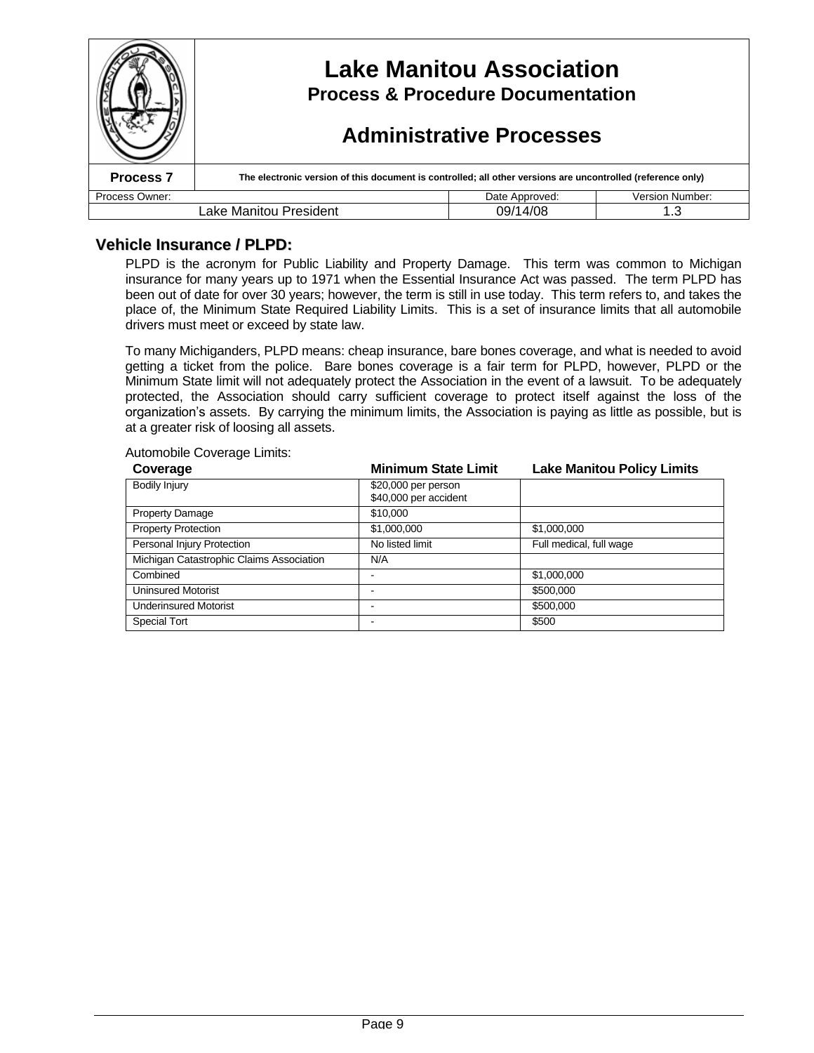# Lake Manitou Association
## Process & Procedure Documentation
## Administrative Processes

| Process 7 | The electronic version of this document is controlled; all other versions are uncontrolled (reference only) | |
|---|---|---|
| Process Owner: | Date Approved: | Version Number: |
| Lake Manitou President | 09/14/08 | 1.3 |

### Vehicle Insurance / PLPD:

PLPD is the acronym for Public Liability and Property Damage. This term was common to Michigan insurance for many years up to 1971 when the Essential Insurance Act was passed. The term PLPD has been out of date for over 30 years; however, the term is still in use today. This term refers to, and takes the place of, the Minimum State Required Liability Limits. This is a set of insurance limits that all automobile drivers must meet or exceed by state law.

To many Michiganders, PLPD means: cheap insurance, bare bones coverage, and what is needed to avoid getting a ticket from the police. Bare bones coverage is a fair term for PLPD, however, PLPD or the Minimum State limit will not adequately protect the Association in the event of a lawsuit. To be adequately protected, the Association should carry sufficient coverage to protect itself against the loss of the organization's assets. By carrying the minimum limits, the Association is paying as little as possible, but is at a greater risk of loosing all assets.

Automobile Coverage Limits:

| Coverage | Minimum State Limit | Lake Manitou Policy Limits |
|---|---|---|
| Bodily Injury | $20,000 per person<br>$40,000 per accident | |
| Property Damage | $10,000 | |
| Property Protection | $1,000,000 | $1,000,000 |
| Personal Injury Protection | No listed limit | Full medical, full wage |
| Michigan Catastrophic Claims Association | N/A | |
| Combined | - | $1,000,000 |
| Uninsured Motorist | - | $500,000 |
| Underinsured Motorist | - | $500,000 |
| Special Tort | - | $500 |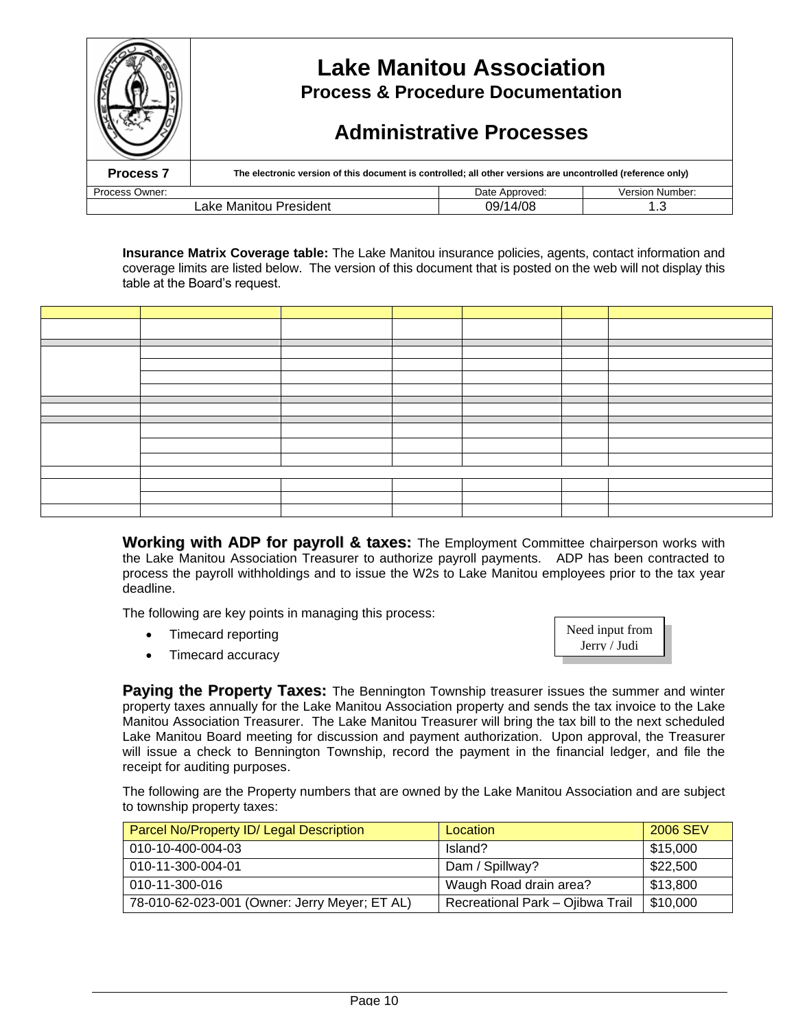**Insurance Matrix Coverage table:** The Lake Manitou insurance policies, agents, contact information and coverage limits are listed below. The version of this document that is posted on the web will not display this table at the Board's request.

**Working with ADP for payroll & taxes:** The Employment Committee chairperson works with the Lake Manitou Association Treasurer to authorize payroll payments. ADP has been contracted to process the payroll withholdings and to issue the W2s to Lake Manitou employees prior to the tax year deadline.

The following are key points in managing this process:

- Timecard reporting
- Timecard accuracy

Need input from Jerry / Judi

**Paying the Property Taxes:** The Bennington Township treasurer issues the summer and winter property taxes annually for the Lake Manitou Association property and sends the tax invoice to the Lake Manitou Association Treasurer. The Lake Manitou Treasurer will bring the tax bill to the next scheduled Lake Manitou Board meeting for discussion and payment authorization. Upon approval, the Treasurer will issue a check to Bennington Township, record the payment in the financial ledger, and file the receipt for auditing purposes.

The following are the Property numbers that are owned by the Lake Manitou Association and are subject to township property taxes:

| Parcel No/Property ID/ Legal Description | Location | 2006 SEV |
|---|---|---|
| 010-10-400-004-03 | Island? | $15,000 |
| 010-11-300-004-01 | Dam / Spillway? | $22,500 |
| 010-11-300-016 | Waugh Road drain area? | $13,800 |
| 78-010-62-023-001 (Owner: Jerry Meyer; ET AL) | Recreational Park – Ojibwa Trail | $10,000 |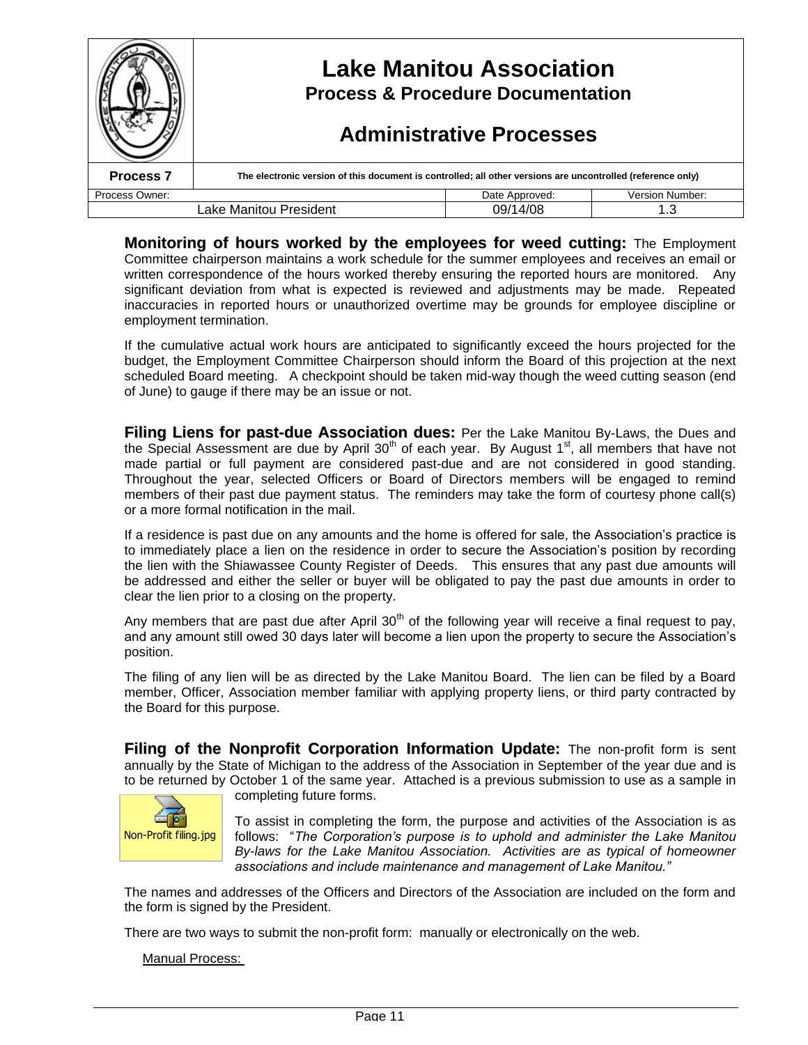**Monitoring of hours worked by the employees for weed cutting:** The Employment Committee chairperson maintains a work schedule for the summer employees and receives an email or written correspondence of the hours worked thereby ensuring the reported hours are monitored. Any significant deviation from what is expected is reviewed and adjustments may be made. Repeated inaccuracies in reported hours or unauthorized overtime may be grounds for employee discipline or employment termination.

If the cumulative actual work hours are anticipated to significantly exceed the hours projected for the budget, the Employment Committee Chairperson should inform the Board of this projection at the next scheduled Board meeting. A checkpoint should be taken mid-way though the weed cutting season (end of June) to gauge if there may be an issue or not.

**Filing Liens for past-due Association dues:** Per the Lake Manitou By-Laws, the Dues and the Special Assessment are due by April 30th of each year. By August 1st, all members that have not made partial or full payment are considered past-due and are not considered in good standing. Throughout the year, selected Officers or Board of Directors members will be engaged to remind members of their past due payment status. The reminders may take the form of courtesy phone call(s) or a more formal notification in the mail.

If a residence is past due on any amounts and the home is offered for sale, the Association's practice is to immediately place a lien on the residence in order to secure the Association's position by recording the lien with the Shiawassee County Register of Deeds. This ensures that any past due amounts will be addressed and either the seller or buyer will be obligated to pay the past due amounts in order to clear the lien prior to a closing on the property.

Any members that are past due after April 30th of the following year will receive a final request to pay, and any amount still owed 30 days later will become a lien upon the property to secure the Association's position.

The filing of any lien will be as directed by the Lake Manitou Board. The lien can be filed by a Board member, Officer, Association member familiar with applying property liens, or third party contracted by the Board for this purpose.

**Filing of the Nonprofit Corporation Information Update:** The non-profit form is sent annually by the State of Michigan to the address of the Association in September of the year due and is to be returned by October 1 of the same year. Attached is a previous submission to use as a sample in completing future forms.

Non-Profit filing.jpg

To assist in completing the form, the purpose and activities of the Association is as follows: "*The Corporation's purpose is to uphold and administer the Lake Manitou By-laws for the Lake Manitou Association. Activities are as typical of homeowner associations and include maintenance and management of Lake Manitou.*"

The names and addresses of the Officers and Directors of the Association are included on the form and the form is signed by the President.

There are two ways to submit the non-profit form: manually or electronically on the web.

Manual Process: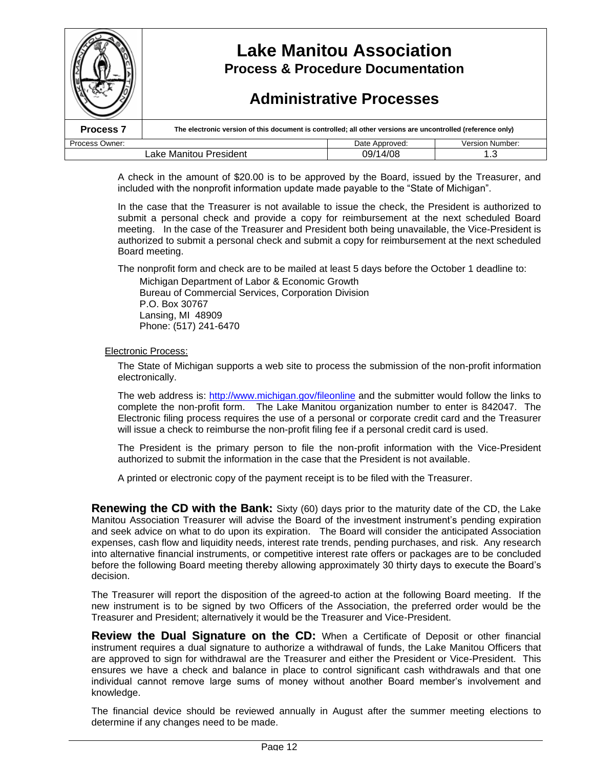A check in the amount of $20.00 is to be approved by the Board, issued by the Treasurer, and included with the nonprofit information update made payable to the "State of Michigan".

In the case that the Treasurer is not available to issue the check, the President is authorized to submit a personal check and provide a copy for reimbursement at the next scheduled Board meeting. In the case of the Treasurer and President both being unavailable, the Vice-President is authorized to submit a personal check and submit a copy for reimbursement at the next scheduled Board meeting.

The nonprofit form and check are to be mailed at least 5 days before the October 1 deadline to:

Michigan Department of Labor & Economic Growth
Bureau of Commercial Services, Corporation Division
P.O. Box 30767
Lansing, MI 48909
Phone: (517) 241-6470

Electronic Process:

The State of Michigan supports a web site to process the submission of the non-profit information electronically.

The web address is: http://www.michigan.gov/fileonline and the submitter would follow the links to complete the non-profit form. The Lake Manitou organization number to enter is 842047. The Electronic filing process requires the use of a personal or corporate credit card and the Treasurer will issue a check to reimburse the non-profit filing fee if a personal credit card is used.

The President is the primary person to file the non-profit information with the Vice-President authorized to submit the information in the case that the President is not available.

A printed or electronic copy of the payment receipt is to be filed with the Treasurer.

**Renewing the CD with the Bank:** Sixty (60) days prior to the maturity date of the CD, the Lake Manitou Association Treasurer will advise the Board of the investment instrument's pending expiration and seek advice on what to do upon its expiration. The Board will consider the anticipated Association expenses, cash flow and liquidity needs, interest rate trends, pending purchases, and risk. Any research into alternative financial instruments, or competitive interest rate offers or packages are to be concluded before the following Board meeting thereby allowing approximately 30 thirty days to execute the Board's decision.

The Treasurer will report the disposition of the agreed-to action at the following Board meeting. If the new instrument is to be signed by two Officers of the Association, the preferred order would be the Treasurer and President; alternatively it would be the Treasurer and Vice-President.

**Review the Dual Signature on the CD:** When a Certificate of Deposit or other financial instrument requires a dual signature to authorize a withdrawal of funds, the Lake Manitou Officers that are approved to sign for withdrawal are the Treasurer and either the President or Vice-President. This ensures we have a check and balance in place to control significant cash withdrawals and that one individual cannot remove large sums of money without another Board member's involvement and knowledge.

The financial device should be reviewed annually in August after the summer meeting elections to determine if any changes need to be made.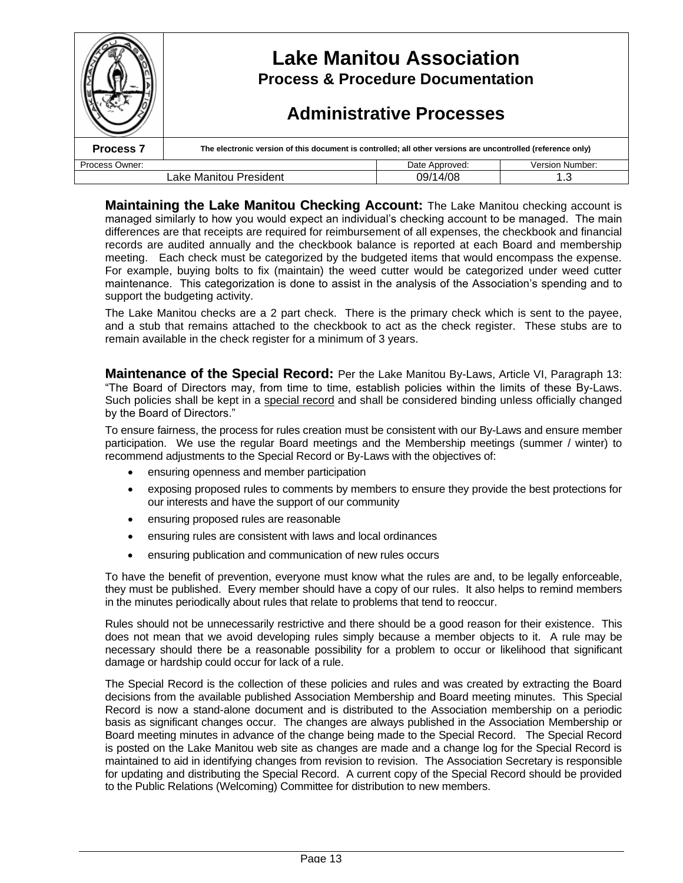**Maintaining the Lake Manitou Checking Account:** The Lake Manitou checking account is managed similarly to how you would expect an individual's checking account to be managed. The main differences are that receipts are required for reimbursement of all expenses, the checkbook and financial records are audited annually and the checkbook balance is reported at each Board and membership meeting. Each check must be categorized by the budgeted items that would encompass the expense. For example, buying bolts to fix (maintain) the weed cutter would be categorized under weed cutter maintenance. This categorization is done to assist in the analysis of the Association's spending and to support the budgeting activity.

The Lake Manitou checks are a 2 part check. There is the primary check which is sent to the payee, and a stub that remains attached to the checkbook to act as the check register. These stubs are to remain available in the check register for a minimum of 3 years.

**Maintenance of the Special Record:** Per the Lake Manitou By-Laws, Article VI, Paragraph 13: "The Board of Directors may, from time to time, establish policies within the limits of these By-Laws. Such policies shall be kept in a special record and shall be considered binding unless officially changed by the Board of Directors."

To ensure fairness, the process for rules creation must be consistent with our By-Laws and ensure member participation. We use the regular Board meetings and the Membership meetings (summer / winter) to recommend adjustments to the Special Record or By-Laws with the objectives of:

- ensuring openness and member participation
- exposing proposed rules to comments by members to ensure they provide the best protections for our interests and have the support of our community
- ensuring proposed rules are reasonable
- ensuring rules are consistent with laws and local ordinances
- ensuring publication and communication of new rules occurs

To have the benefit of prevention, everyone must know what the rules are and, to be legally enforceable, they must be published. Every member should have a copy of our rules. It also helps to remind members in the minutes periodically about rules that relate to problems that tend to reoccur.

Rules should not be unnecessarily restrictive and there should be a good reason for their existence. This does not mean that we avoid developing rules simply because a member objects to it. A rule may be necessary should there be a reasonable possibility for a problem to occur or likelihood that significant damage or hardship could occur for lack of a rule.

The Special Record is the collection of these policies and rules and was created by extracting the Board decisions from the available published Association Membership and Board meeting minutes. This Special Record is now a stand-alone document and is distributed to the Association membership on a periodic basis as significant changes occur. The changes are always published in the Association Membership or Board meeting minutes in advance of the change being made to the Special Record. The Special Record is posted on the Lake Manitou web site as changes are made and a change log for the Special Record is maintained to aid in identifying changes from revision to revision. The Association Secretary is responsible for updating and distributing the Special Record. A current copy of the Special Record should be provided to the Public Relations (Welcoming) Committee for distribution to new members.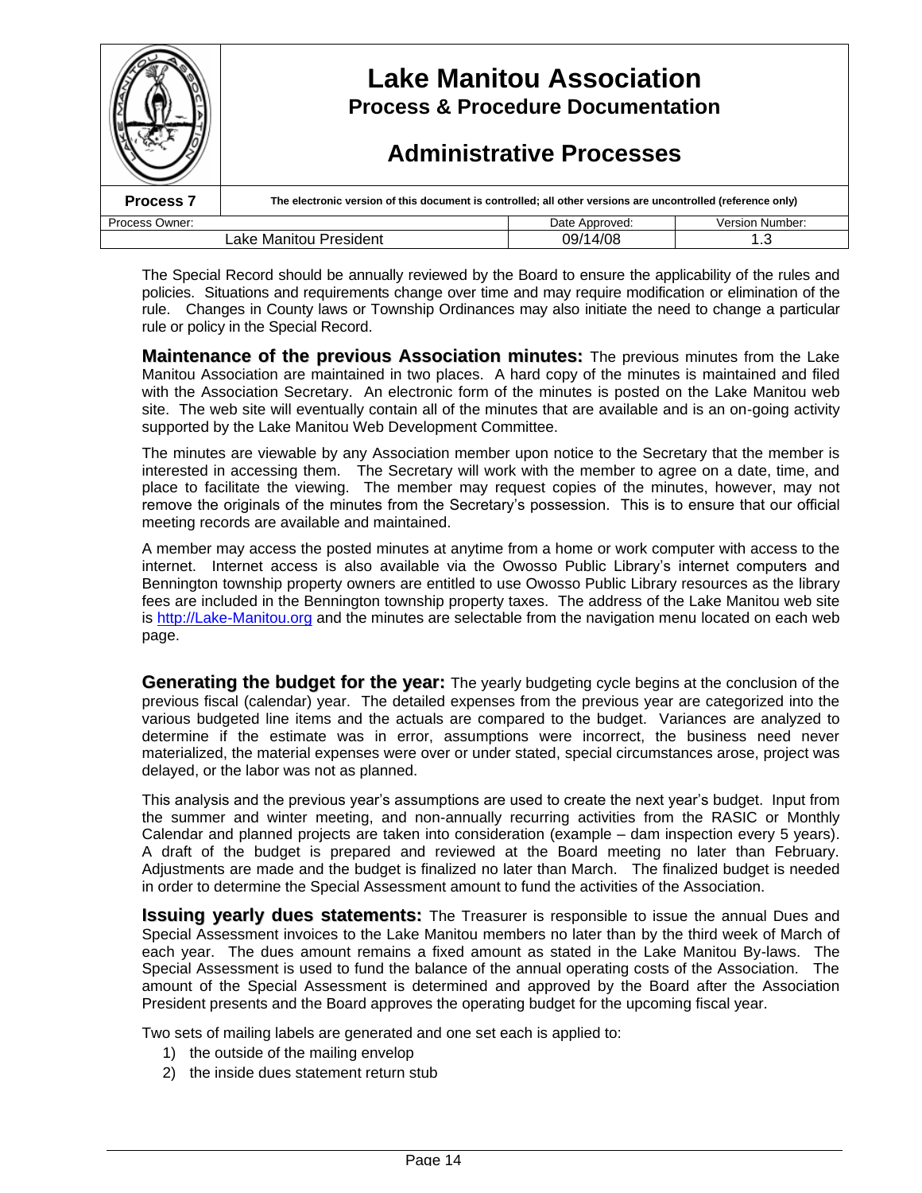The Special Record should be annually reviewed by the Board to ensure the applicability of the rules and policies. Situations and requirements change over time and may require modification or elimination of the rule. Changes in County laws or Township Ordinances may also initiate the need to change a particular rule or policy in the Special Record.

**Maintenance of the previous Association minutes:** The previous minutes from the Lake Manitou Association are maintained in two places. A hard copy of the minutes is maintained and filed with the Association Secretary. An electronic form of the minutes is posted on the Lake Manitou web site. The web site will eventually contain all of the minutes that are available and is an on-going activity supported by the Lake Manitou Web Development Committee.

The minutes are viewable by any Association member upon notice to the Secretary that the member is interested in accessing them. The Secretary will work with the member to agree on a date, time, and place to facilitate the viewing. The member may request copies of the minutes, however, may not remove the originals of the minutes from the Secretary's possession. This is to ensure that our official meeting records are available and maintained.

A member may access the posted minutes at anytime from a home or work computer with access to the internet. Internet access is also available via the Owosso Public Library's internet computers and Bennington township property owners are entitled to use Owosso Public Library resources as the library fees are included in the Bennington township property taxes. The address of the Lake Manitou web site is http://Lake-Manitou.org and the minutes are selectable from the navigation menu located on each web page.

**Generating the budget for the year:** The yearly budgeting cycle begins at the conclusion of the previous fiscal (calendar) year. The detailed expenses from the previous year are categorized into the various budgeted line items and the actuals are compared to the budget. Variances are analyzed to determine if the estimate was in error, assumptions were incorrect, the business need never materialized, the material expenses were over or under stated, special circumstances arose, project was delayed, or the labor was not as planned.

This analysis and the previous year's assumptions are used to create the next year's budget. Input from the summer and winter meeting, and non-annually recurring activities from the RASIC or Monthly Calendar and planned projects are taken into consideration (example – dam inspection every 5 years). A draft of the budget is prepared and reviewed at the Board meeting no later than February. Adjustments are made and the budget is finalized no later than March. The finalized budget is needed in order to determine the Special Assessment amount to fund the activities of the Association.

**Issuing yearly dues statements:** The Treasurer is responsible to issue the annual Dues and Special Assessment invoices to the Lake Manitou members no later than by the third week of March of each year. The dues amount remains a fixed amount as stated in the Lake Manitou By-laws. The Special Assessment is used to fund the balance of the annual operating costs of the Association. The amount of the Special Assessment is determined and approved by the Board after the Association President presents and the Board approves the operating budget for the upcoming fiscal year.

Two sets of mailing labels are generated and one set each is applied to:

1) the outside of the mailing envelop
2) the inside dues statement return stub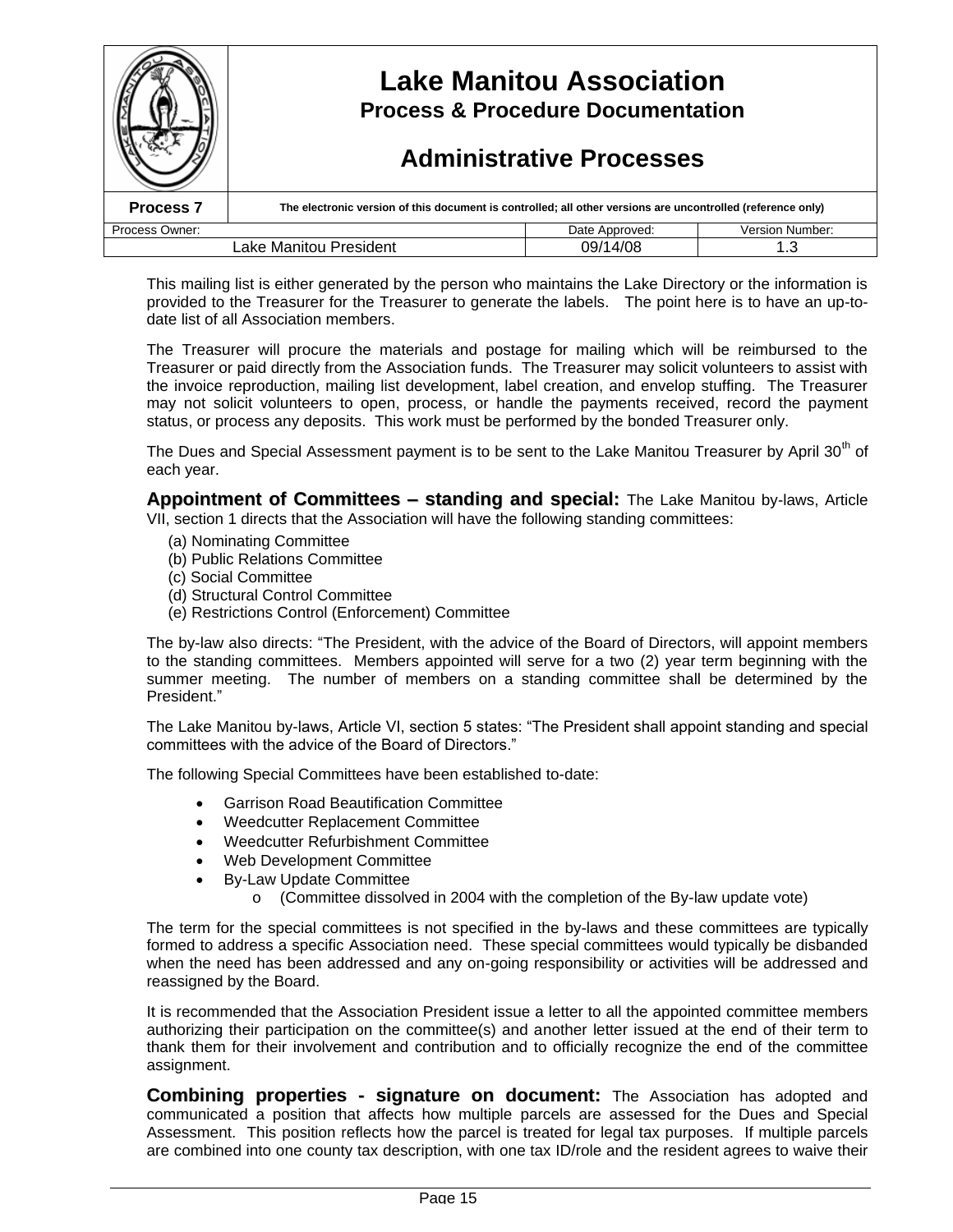This mailing list is either generated by the person who maintains the Lake Directory or the information is provided to the Treasurer for the Treasurer to generate the labels. The point here is to have an up-to-date list of all Association members.

The Treasurer will procure the materials and postage for mailing which will be reimbursed to the Treasurer or paid directly from the Association funds. The Treasurer may solicit volunteers to assist with the invoice reproduction, mailing list development, label creation, and envelop stuffing. The Treasurer may not solicit volunteers to open, process, or handle the payments received, record the payment status, or process any deposits. This work must be performed by the bonded Treasurer only.

The Dues and Special Assessment payment is to be sent to the Lake Manitou Treasurer by April 30th of each year.

**Appointment of Committees – standing and special:** The Lake Manitou by-laws, Article VII, section 1 directs that the Association will have the following standing committees:

(a) Nominating Committee
(b) Public Relations Committee
(c) Social Committee
(d) Structural Control Committee
(e) Restrictions Control (Enforcement) Committee

The by-law also directs: "The President, with the advice of the Board of Directors, will appoint members to the standing committees. Members appointed will serve for a two (2) year term beginning with the summer meeting. The number of members on a standing committee shall be determined by the President."

The Lake Manitou by-laws, Article VI, section 5 states: "The President shall appoint standing and special committees with the advice of the Board of Directors."

The following Special Committees have been established to-date:

- Garrison Road Beautification Committee
- Weedcutter Replacement Committee
- Weedcutter Refurbishment Committee
- Web Development Committee
- By-Law Update Committee
  - (Committee dissolved in 2004 with the completion of the By-law update vote)

The term for the special committees is not specified in the by-laws and these committees are typically formed to address a specific Association need. These special committees would typically be disbanded when the need has been addressed and any on-going responsibility or activities will be addressed and reassigned by the Board.

It is recommended that the Association President issue a letter to all the appointed committee members authorizing their participation on the committee(s) and another letter issued at the end of their term to thank them for their involvement and contribution and to officially recognize the end of the committee assignment.

**Combining properties - signature on document:** The Association has adopted and communicated a position that affects how multiple parcels are assessed for the Dues and Special Assessment. This position reflects how the parcel is treated for legal tax purposes. If multiple parcels are combined into one county tax description, with one tax ID/role and the resident agrees to waive their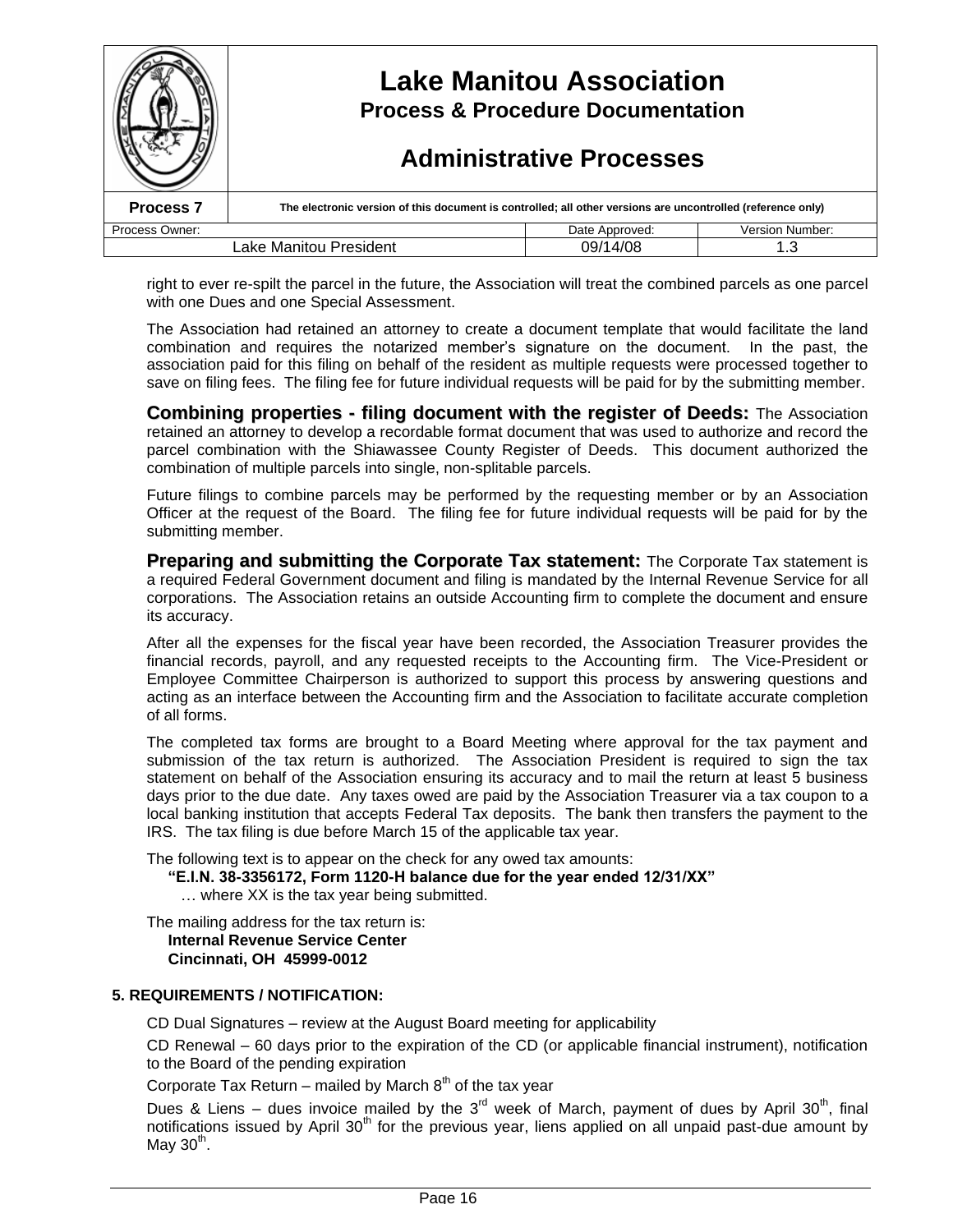right to ever re-spilt the parcel in the future, the Association will treat the combined parcels as one parcel with one Dues and one Special Assessment.

The Association had retained an attorney to create a document template that would facilitate the land combination and requires the notarized member's signature on the document. In the past, the association paid for this filing on behalf of the resident as multiple requests were processed together to save on filing fees. The filing fee for future individual requests will be paid for by the submitting member.

**Combining properties - filing document with the register of Deeds:** The Association retained an attorney to develop a recordable format document that was used to authorize and record the parcel combination with the Shiawassee County Register of Deeds. This document authorized the combination of multiple parcels into single, non-splitable parcels.

Future filings to combine parcels may be performed by the requesting member or by an Association Officer at the request of the Board. The filing fee for future individual requests will be paid for by the submitting member.

**Preparing and submitting the Corporate Tax statement:** The Corporate Tax statement is a required Federal Government document and filing is mandated by the Internal Revenue Service for all corporations. The Association retains an outside Accounting firm to complete the document and ensure its accuracy.

After all the expenses for the fiscal year have been recorded, the Association Treasurer provides the financial records, payroll, and any requested receipts to the Accounting firm. The Vice-President or Employee Committee Chairperson is authorized to support this process by answering questions and acting as an interface between the Accounting firm and the Association to facilitate accurate completion of all forms.

The completed tax forms are brought to a Board Meeting where approval for the tax payment and submission of the tax return is authorized. The Association President is required to sign the tax statement on behalf of the Association ensuring its accuracy and to mail the return at least 5 business days prior to the due date. Any taxes owed are paid by the Association Treasurer via a tax coupon to a local banking institution that accepts Federal Tax deposits. The bank then transfers the payment to the IRS. The tax filing is due before March 15 of the applicable tax year.

The following text is to appear on the check for any owed tax amounts:

**"E.I.N. 38-3356172, Form 1120-H balance due for the year ended 12/31/XX"**
… where XX is the tax year being submitted.

The mailing address for the tax return is:

**Internal Revenue Service Center**
**Cincinnati, OH 45999-0012**

## 5. REQUIREMENTS / NOTIFICATION:

CD Dual Signatures – review at the August Board meeting for applicability

CD Renewal – 60 days prior to the expiration of the CD (or applicable financial instrument), notification to the Board of the pending expiration

Corporate Tax Return – mailed by March 8th of the tax year

Dues & Liens – dues invoice mailed by the 3rd week of March, payment of dues by April 30th, final notifications issued by April 30th for the previous year, liens applied on all unpaid past-due amount by May 30th.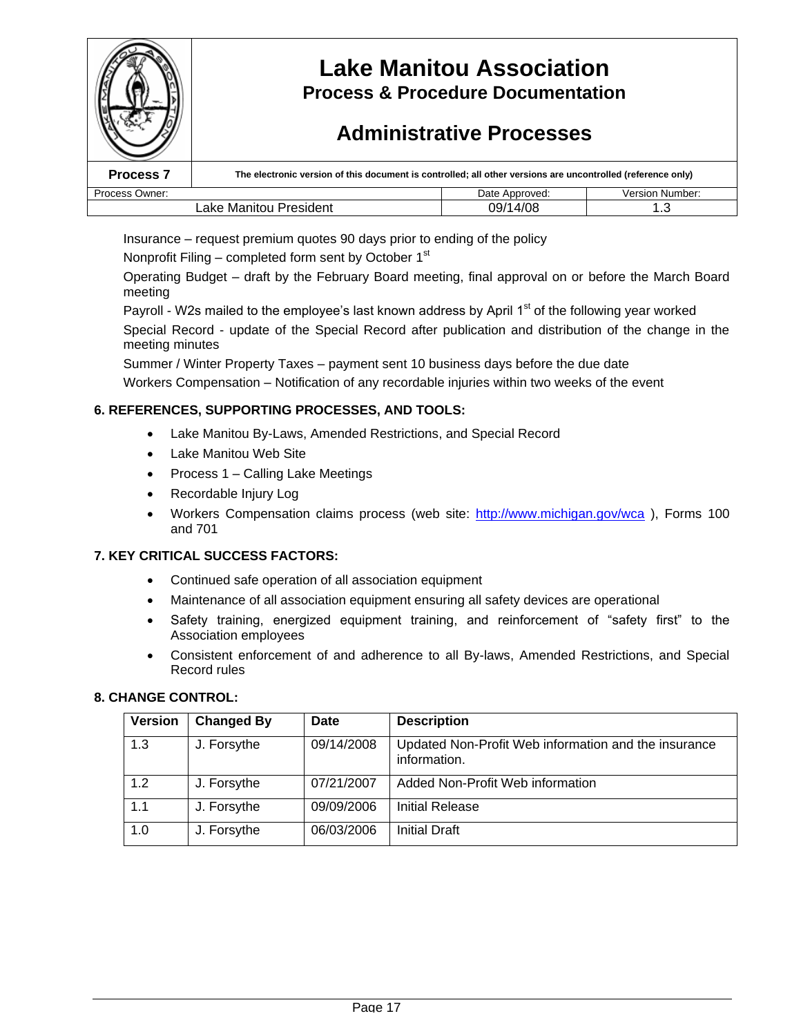Insurance – request premium quotes 90 days prior to ending of the policy

Nonprofit Filing – completed form sent by October 1st

Operating Budget – draft by the February Board meeting, final approval on or before the March Board meeting

Payroll - W2s mailed to the employee's last known address by April 1st of the following year worked

Special Record - update of the Special Record after publication and distribution of the change in the meeting minutes

Summer / Winter Property Taxes – payment sent 10 business days before the due date

Workers Compensation – Notification of any recordable injuries within two weeks of the event

## 6. REFERENCES, SUPPORTING PROCESSES, AND TOOLS:

- Lake Manitou By-Laws, Amended Restrictions, and Special Record
- Lake Manitou Web Site
- Process 1 – Calling Lake Meetings
- Recordable Injury Log
- Workers Compensation claims process (web site: http://www.michigan.gov/wca ), Forms 100 and 701

## 7. KEY CRITICAL SUCCESS FACTORS:

- Continued safe operation of all association equipment
- Maintenance of all association equipment ensuring all safety devices are operational
- Safety training, energized equipment training, and reinforcement of "safety first" to the Association employees
- Consistent enforcement of and adherence to all By-laws, Amended Restrictions, and Special Record rules

## 8. CHANGE CONTROL:

| Version | Changed By | Date | Description |
|---|---|---|---|
| 1.3 | J. Forsythe | 09/14/2008 | Updated Non-Profit Web information and the insurance information. |
| 1.2 | J. Forsythe | 07/21/2007 | Added Non-Profit Web information |
| 1.1 | J. Forsythe | 09/09/2006 | Initial Release |
| 1.0 | J. Forsythe | 06/03/2006 | Initial Draft |